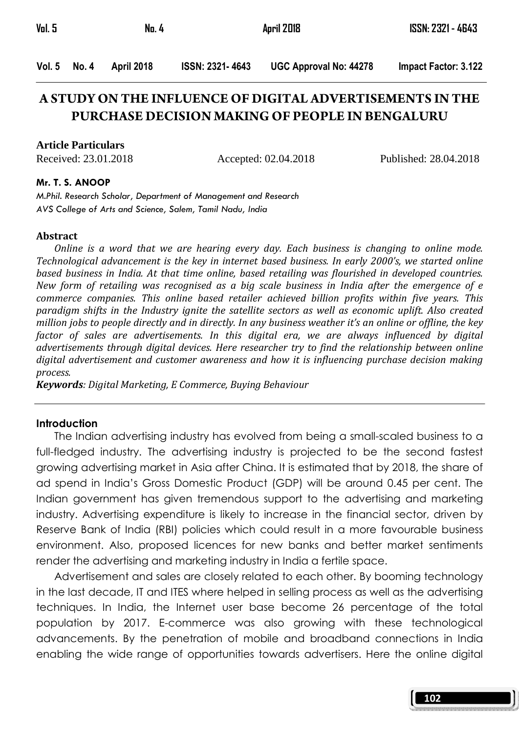# A STUDY ON THE INFLUENCE OF DIGITAL ADVERTISEMENTS IN THE PURCHASE DECISION MAKING OF PEOPLE IN BENGALURU

**Article Particulars**

Received: 23.01.2018 Accepted: 02.04.2018 Published: 28.04.2018

**Mr. T. S. ANOOP**

*M.Phil. Research Scholar, Department of Management and Research*
*AVS College of Arts and Science, Salem, Tamil Nadu, India*

## Abstract

*Online is a word that we are hearing every day. Each business is changing to online mode. Technological advancement is the key in internet based business. In early 2000's, we started online based business in India. At that time online, based retailing was flourished in developed countries. New form of retailing was recognised as a big scale business in India after the emergence of e commerce companies. This online based retailer achieved billion profits within five years. This paradigm shifts in the Industry ignite the satellite sectors as well as economic uplift. Also created million jobs to people directly and in directly. In any business weather it's an online or offline, the key factor of sales are advertisements. In this digital era, we are always influenced by digital advertisements through digital devices. Here researcher try to find the relationship between online digital advertisement and customer awareness and how it is influencing purchase decision making process.*

***Keywords**: Digital Marketing, E Commerce, Buying Behaviour*

## Introduction

The Indian advertising industry has evolved from being a small-scaled business to a full-fledged industry. The advertising industry is projected to be the second fastest growing advertising market in Asia after China. It is estimated that by 2018, the share of ad spend in India's Gross Domestic Product (GDP) will be around 0.45 per cent. The Indian government has given tremendous support to the advertising and marketing industry. Advertising expenditure is likely to increase in the financial sector, driven by Reserve Bank of India (RBI) policies which could result in a more favourable business environment. Also, proposed licences for new banks and better market sentiments render the advertising and marketing industry in India a fertile space.

Advertisement and sales are closely related to each other. By booming technology in the last decade, IT and ITES where helped in selling process as well as the advertising techniques. In India, the Internet user base become 26 percentage of the total population by 2017. E-commerce was also growing with these technological advancements. By the penetration of mobile and broadband connections in India enabling the wide range of opportunities towards advertisers. Here the online digital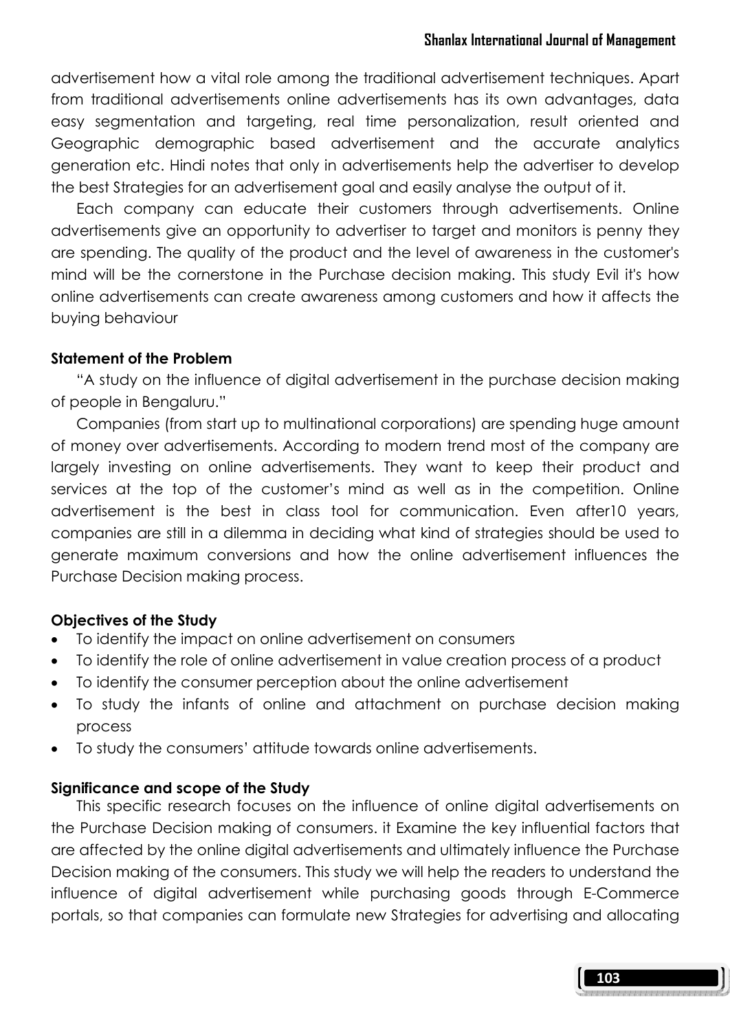advertisement how a vital role among the traditional advertisement techniques. Apart from traditional advertisements online advertisements has its own advantages, data easy segmentation and targeting, real time personalization, result oriented and Geographic demographic based advertisement and the accurate analytics generation etc. Hindi notes that only in advertisements help the advertiser to develop the best Strategies for an advertisement goal and easily analyse the output of it.

Each company can educate their customers through advertisements. Online advertisements give an opportunity to advertiser to target and monitors is penny they are spending. The quality of the product and the level of awareness in the customer's mind will be the cornerstone in the Purchase decision making. This study Evil it's how online advertisements can create awareness among customers and how it affects the buying behaviour

**Statement of the Problem**

"A study on the influence of digital advertisement in the purchase decision making of people in Bengaluru."

Companies (from start up to multinational corporations) are spending huge amount of money over advertisements. According to modern trend most of the company are largely investing on online advertisements. They want to keep their product and services at the top of the customer's mind as well as in the competition. Online advertisement is the best in class tool for communication. Even after10 years, companies are still in a dilemma in deciding what kind of strategies should be used to generate maximum conversions and how the online advertisement influences the Purchase Decision making process.

**Objectives of the Study**

- To identify the impact on online advertisement on consumers
- To identify the role of online advertisement in value creation process of a product
- To identify the consumer perception about the online advertisement
- To study the infants of online and attachment on purchase decision making process
- To study the consumers' attitude towards online advertisements.

**Significance and scope of the Study**

This specific research focuses on the influence of online digital advertisements on the Purchase Decision making of consumers. it Examine the key influential factors that are affected by the online digital advertisements and ultimately influence the Purchase Decision making of the consumers. This study we will help the readers to understand the influence of digital advertisement while purchasing goods through E-Commerce portals, so that companies can formulate new Strategies for advertising and allocating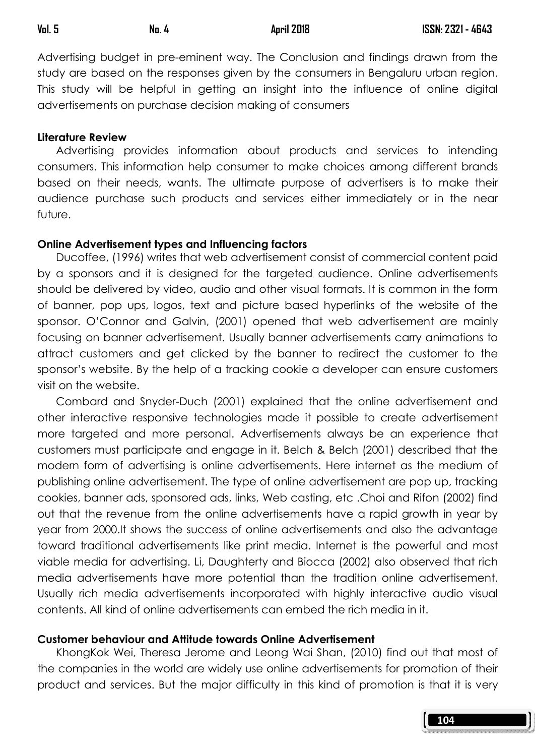Advertising budget in pre-eminent way. The Conclusion and findings drawn from the study are based on the responses given by the consumers in Bengaluru urban region. This study will be helpful in getting an insight into the influence of online digital advertisements on purchase decision making of consumers

**Literature Review**

Advertising provides information about products and services to intending consumers. This information help consumer to make choices among different brands based on their needs, wants. The ultimate purpose of advertisers is to make their audience purchase such products and services either immediately or in the near future.

**Online Advertisement types and Influencing factors**

Ducoffee, (1996) writes that web advertisement consist of commercial content paid by a sponsors and it is designed for the targeted audience. Online advertisements should be delivered by video, audio and other visual formats. It is common in the form of banner, pop ups, logos, text and picture based hyperlinks of the website of the sponsor. O'Connor and Galvin, (2001) opened that web advertisement are mainly focusing on banner advertisement. Usually banner advertisements carry animations to attract customers and get clicked by the banner to redirect the customer to the sponsor's website. By the help of a tracking cookie a developer can ensure customers visit on the website.

Combard and Snyder-Duch (2001) explained that the online advertisement and other interactive responsive technologies made it possible to create advertisement more targeted and more personal. Advertisements always be an experience that customers must participate and engage in it. Belch & Belch (2001) described that the modern form of advertising is online advertisements. Here internet as the medium of publishing online advertisement. The type of online advertisement are pop up, tracking cookies, banner ads, sponsored ads, links, Web casting, etc .Choi and Rifon (2002) find out that the revenue from the online advertisements have a rapid growth in year by year from 2000.It shows the success of online advertisements and also the advantage toward traditional advertisements like print media. Internet is the powerful and most viable media for advertising. Li, Daughterty and Biocca (2002) also observed that rich media advertisements have more potential than the tradition online advertisement. Usually rich media advertisements incorporated with highly interactive audio visual contents. All kind of online advertisements can embed the rich media in it.

**Customer behaviour and Attitude towards Online Advertisement**

KhongKok Wei, Theresa Jerome and Leong Wai Shan, (2010) find out that most of the companies in the world are widely use online advertisements for promotion of their product and services. But the major difficulty in this kind of promotion is that it is very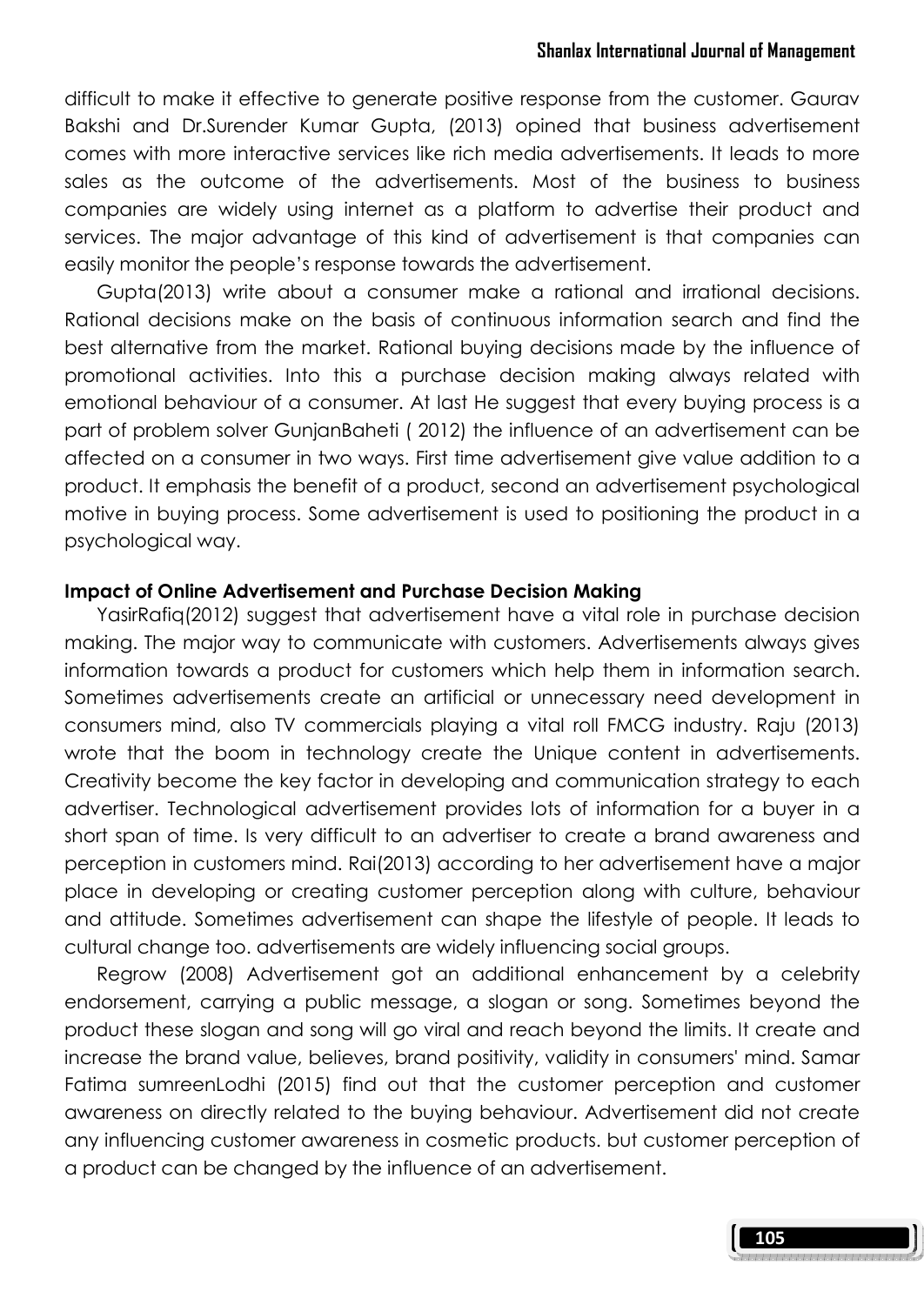difficult to make it effective to generate positive response from the customer. Gaurav Bakshi and Dr.Surender Kumar Gupta, (2013) opined that business advertisement comes with more interactive services like rich media advertisements. It leads to more sales as the outcome of the advertisements. Most of the business to business companies are widely using internet as a platform to advertise their product and services. The major advantage of this kind of advertisement is that companies can easily monitor the people's response towards the advertisement.

Gupta(2013) write about a consumer make a rational and irrational decisions. Rational decisions make on the basis of continuous information search and find the best alternative from the market. Rational buying decisions made by the influence of promotional activities. Into this a purchase decision making always related with emotional behaviour of a consumer. At last He suggest that every buying process is a part of problem solver GunjanBaheti ( 2012) the influence of an advertisement can be affected on a consumer in two ways. First time advertisement give value addition to a product. It emphasis the benefit of a product, second an advertisement psychological motive in buying process. Some advertisement is used to positioning the product in a psychological way.

**Impact of Online Advertisement and Purchase Decision Making**

YasirRafiq(2012) suggest that advertisement have a vital role in purchase decision making. The major way to communicate with customers. Advertisements always gives information towards a product for customers which help them in information search. Sometimes advertisements create an artificial or unnecessary need development in consumers mind, also TV commercials playing a vital roll FMCG industry. Raju (2013) wrote that the boom in technology create the Unique content in advertisements. Creativity become the key factor in developing and communication strategy to each advertiser. Technological advertisement provides lots of information for a buyer in a short span of time. Is very difficult to an advertiser to create a brand awareness and perception in customers mind. Rai(2013) according to her advertisement have a major place in developing or creating customer perception along with culture, behaviour and attitude. Sometimes advertisement can shape the lifestyle of people. It leads to cultural change too. advertisements are widely influencing social groups.

Regrow (2008) Advertisement got an additional enhancement by a celebrity endorsement, carrying a public message, a slogan or song. Sometimes beyond the product these slogan and song will go viral and reach beyond the limits. It create and increase the brand value, believes, brand positivity, validity in consumers' mind. Samar Fatima sumreenLodhi (2015) find out that the customer perception and customer awareness on directly related to the buying behaviour. Advertisement did not create any influencing customer awareness in cosmetic products. but customer perception of a product can be changed by the influence of an advertisement.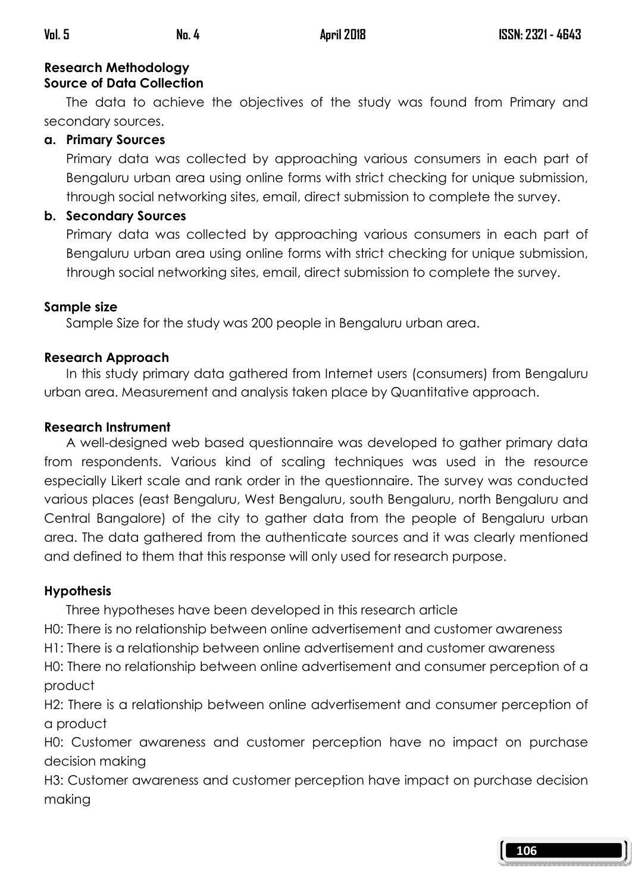## Research Methodology

### Source of Data Collection

The data to achieve the objectives of the study was found from Primary and secondary sources.

**a. Primary Sources**

Primary data was collected by approaching various consumers in each part of Bengaluru urban area using online forms with strict checking for unique submission, through social networking sites, email, direct submission to complete the survey.

**b. Secondary Sources**

Primary data was collected by approaching various consumers in each part of Bengaluru urban area using online forms with strict checking for unique submission, through social networking sites, email, direct submission to complete the survey.

### Sample size

Sample Size for the study was 200 people in Bengaluru urban area.

### Research Approach

In this study primary data gathered from Internet users (consumers) from Bengaluru urban area. Measurement and analysis taken place by Quantitative approach.

### Research Instrument

A well-designed web based questionnaire was developed to gather primary data from respondents. Various kind of scaling techniques was used in the resource especially Likert scale and rank order in the questionnaire. The survey was conducted various places (east Bengaluru, West Bengaluru, south Bengaluru, north Bengaluru and Central Bangalore) of the city to gather data from the people of Bengaluru urban area. The data gathered from the authenticate sources and it was clearly mentioned and defined to them that this response will only used for research purpose.

### Hypothesis

Three hypotheses have been developed in this research article

H0: There is no relationship between online advertisement and customer awareness

H1: There is a relationship between online advertisement and customer awareness

H0: There no relationship between online advertisement and consumer perception of a product

H2: There is a relationship between online advertisement and consumer perception of a product

H0: Customer awareness and customer perception have no impact on purchase decision making

H3: Customer awareness and customer perception have impact on purchase decision making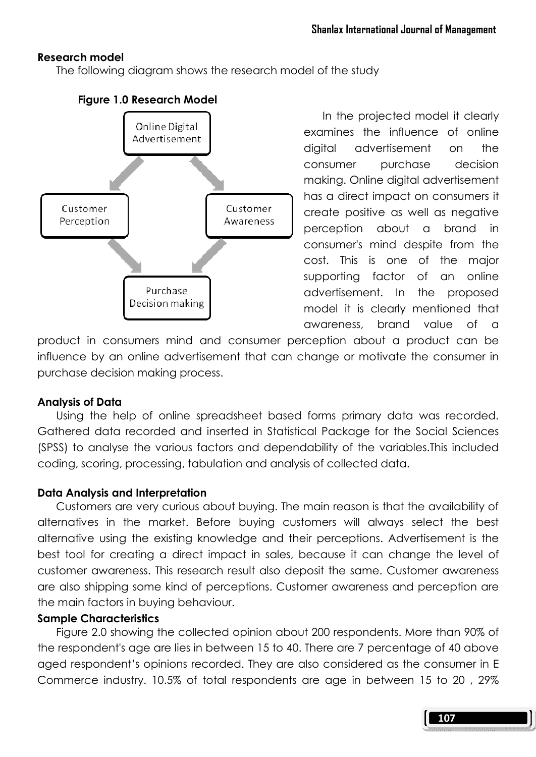### Research model

The following diagram shows the research model of the study

**Figure 1.0 Research Model**

In the projected model it clearly examines the influence of online digital advertisement on the consumer purchase decision making. Online digital advertisement has a direct impact on consumers it create positive as well as negative perception about a brand in consumer's mind despite from the cost. This is one of the major supporting factor of an online advertisement. In the proposed model it is clearly mentioned that awareness, brand value of a product in consumers mind and consumer perception about a product can be influence by an online advertisement that can change or motivate the consumer in purchase decision making process.

### Analysis of Data

Using the help of online spreadsheet based forms primary data was recorded. Gathered data recorded and inserted in Statistical Package for the Social Sciences (SPSS) to analyse the various factors and dependability of the variables.This included coding, scoring, processing, tabulation and analysis of collected data.

### Data Analysis and Interpretation

Customers are very curious about buying. The main reason is that the availability of alternatives in the market. Before buying customers will always select the best alternative using the existing knowledge and their perceptions. Advertisement is the best tool for creating a direct impact in sales, because it can change the level of customer awareness. This research result also deposit the same. Customer awareness are also shipping some kind of perceptions. Customer awareness and perception are the main factors in buying behaviour.

### Sample Characteristics

Figure 2.0 showing the collected opinion about 200 respondents. More than 90% of the respondent's age are lies in between 15 to 40. There are 7 percentage of 40 above aged respondent's opinions recorded. They are also considered as the consumer in E Commerce industry. 10.5% of total respondents are age in between 15 to 20 , 29%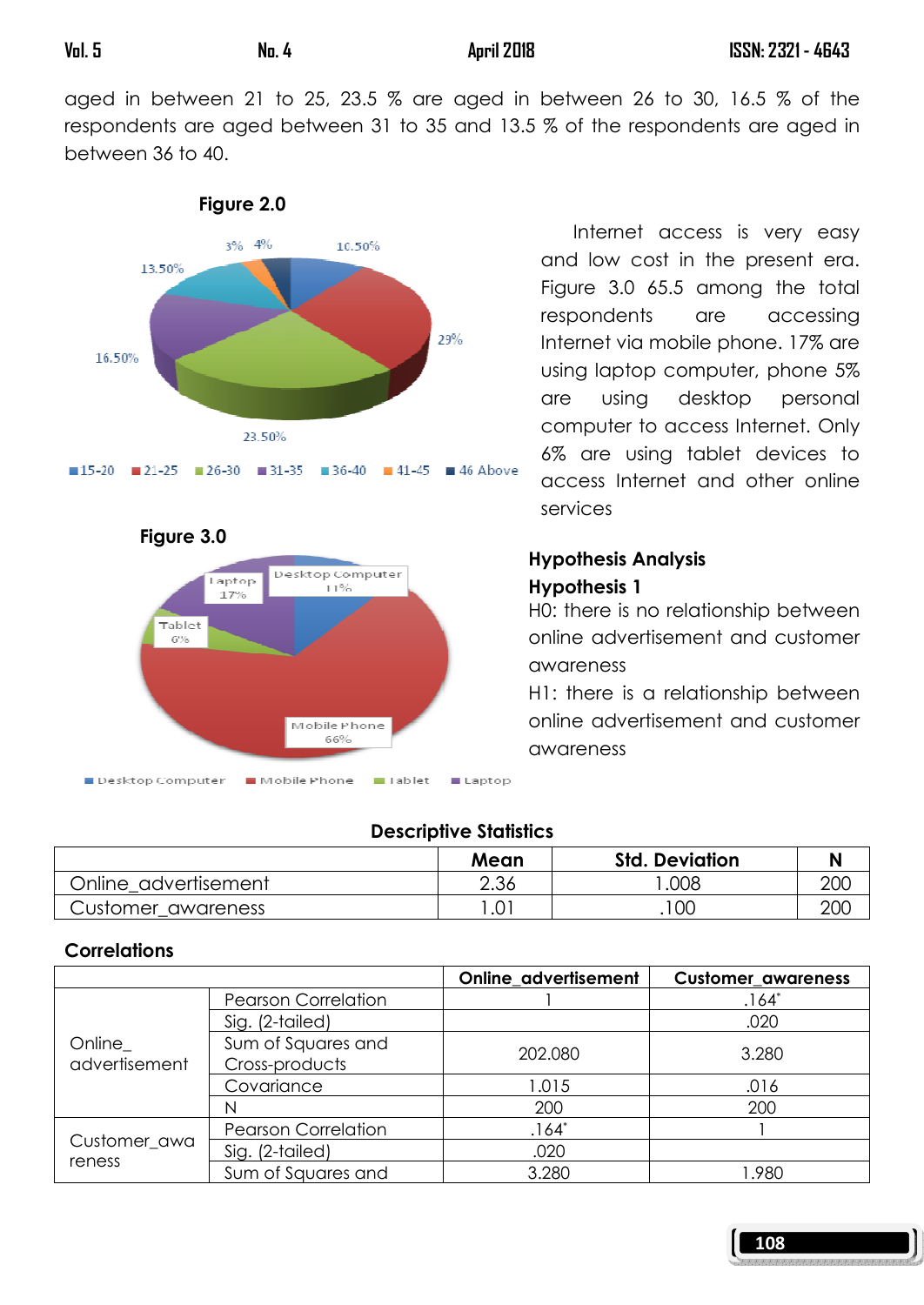aged in between 21 to 25, 23.5 % are aged in between 26 to 30, 16.5 % of the respondents are aged between 31 to 35 and 13.5 % of the respondents are aged in between 36 to 40.

**Figure 2.0**

Internet access is very easy and low cost in the present era. Figure 3.0 65.5 among the total respondents are accessing Internet via mobile phone. 17% are using laptop computer, phone 5% are using desktop personal computer to access Internet. Only 6% are using tablet devices to access Internet and other online services

**Figure 3.0**

## Hypothesis Analysis

### Hypothesis 1

H0: there is no relationship between online advertisement and customer awareness

H1: there is a relationship between online advertisement and customer awareness

**Descriptive Statistics**

| | Mean | Std. Deviation | N |
|---|---|---|---|
| Online_advertisement | 2.36 | 1.008 | 200 |
| Customer_awareness | 1.01 | .100 | 200 |

**Correlations**

| | | Online_advertisement | Customer_awareness |
|---|---|---|---|
| Online_advertisement | Pearson Correlation | 1 | .164* |
| | Sig. (2-tailed) | | .020 |
| | Sum of Squares and Cross-products | 202.080 | 3.280 |
| | Covariance | 1.015 | .016 |
| | N | 200 | 200 |
| Customer_awareness | Pearson Correlation | .164* | 1 |
| | Sig. (2-tailed) | .020 | |
| | Sum of Squares and | 3.280 | 1.980 |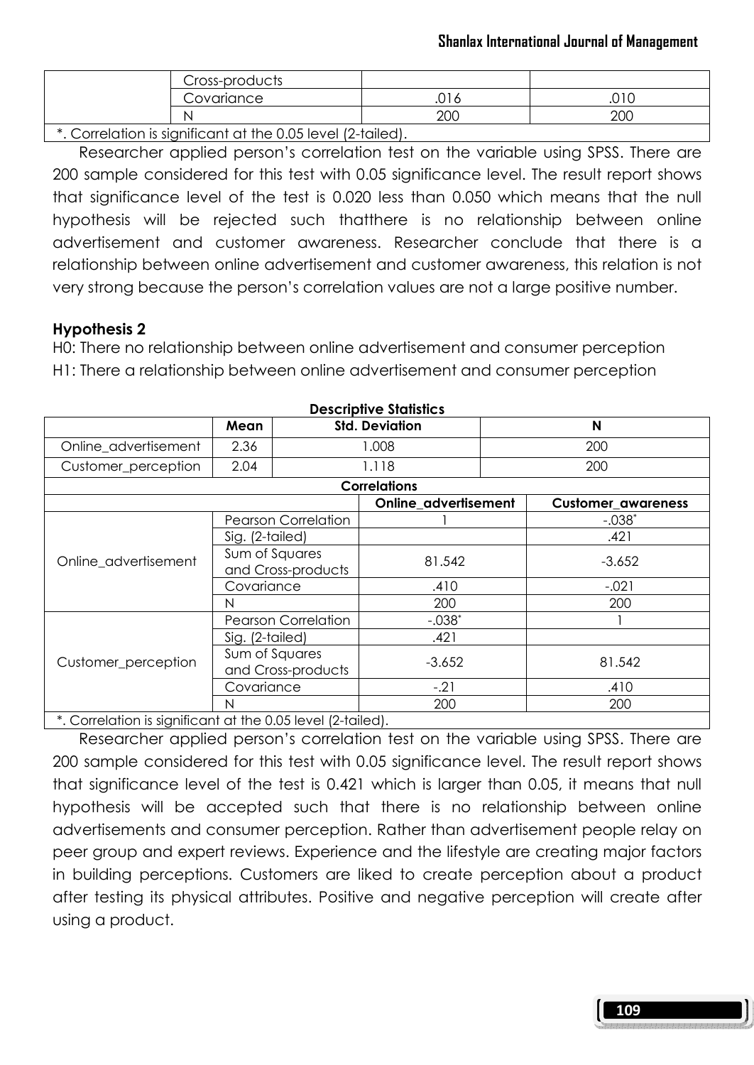| | Cross-products | | |
|---|---|---|---|
| | Covariance | .016 | .010 |
| | N | 200 | 200 |

*. Correlation is significant at the 0.05 level (2-tailed).

Researcher applied person's correlation test on the variable using SPSS. There are 200 sample considered for this test with 0.05 significance level. The result report shows that significance level of the test is 0.020 less than 0.050 which means that the null hypothesis will be rejected such thatthere is no relationship between online advertisement and customer awareness. Researcher conclude that there is a relationship between online advertisement and customer awareness, this relation is not very strong because the person's correlation values are not a large positive number.

**Hypothesis 2**

H0: There no relationship between online advertisement and consumer perception

H1: There a relationship between online advertisement and consumer perception

**Descriptive Statistics**

| | Mean | Std. Deviation | N |
|---|---|---|---|
| Online_advertisement | 2.36 | 1.008 | 200 |
| Customer_perception | 2.04 | 1.118 | 200 |

**Correlations**

| | | Online_advertisement | Customer_awareness |
|---|---|---|---|
| Online_advertisement | Pearson Correlation | 1 | -.038* |
| | Sig. (2-tailed) | | .421 |
| | Sum of Squares and Cross-products | 81.542 | -3.652 |
| | Covariance | .410 | -.021 |
| | N | 200 | 200 |
| Customer_perception | Pearson Correlation | -.038* | 1 |
| | Sig. (2-tailed) | .421 | |
| | Sum of Squares and Cross-products | -3.652 | 81.542 |
| | Covariance | -.21 | .410 |
| | N | 200 | 200 |

*. Correlation is significant at the 0.05 level (2-tailed).

Researcher applied person's correlation test on the variable using SPSS. There are 200 sample considered for this test with 0.05 significance level. The result report shows that significance level of the test is 0.421 which is larger than 0.05, it means that null hypothesis will be accepted such that there is no relationship between online advertisements and consumer perception. Rather than advertisement people relay on peer group and expert reviews. Experience and the lifestyle are creating major factors in building perceptions. Customers are liked to create perception about a product after testing its physical attributes. Positive and negative perception will create after using a product.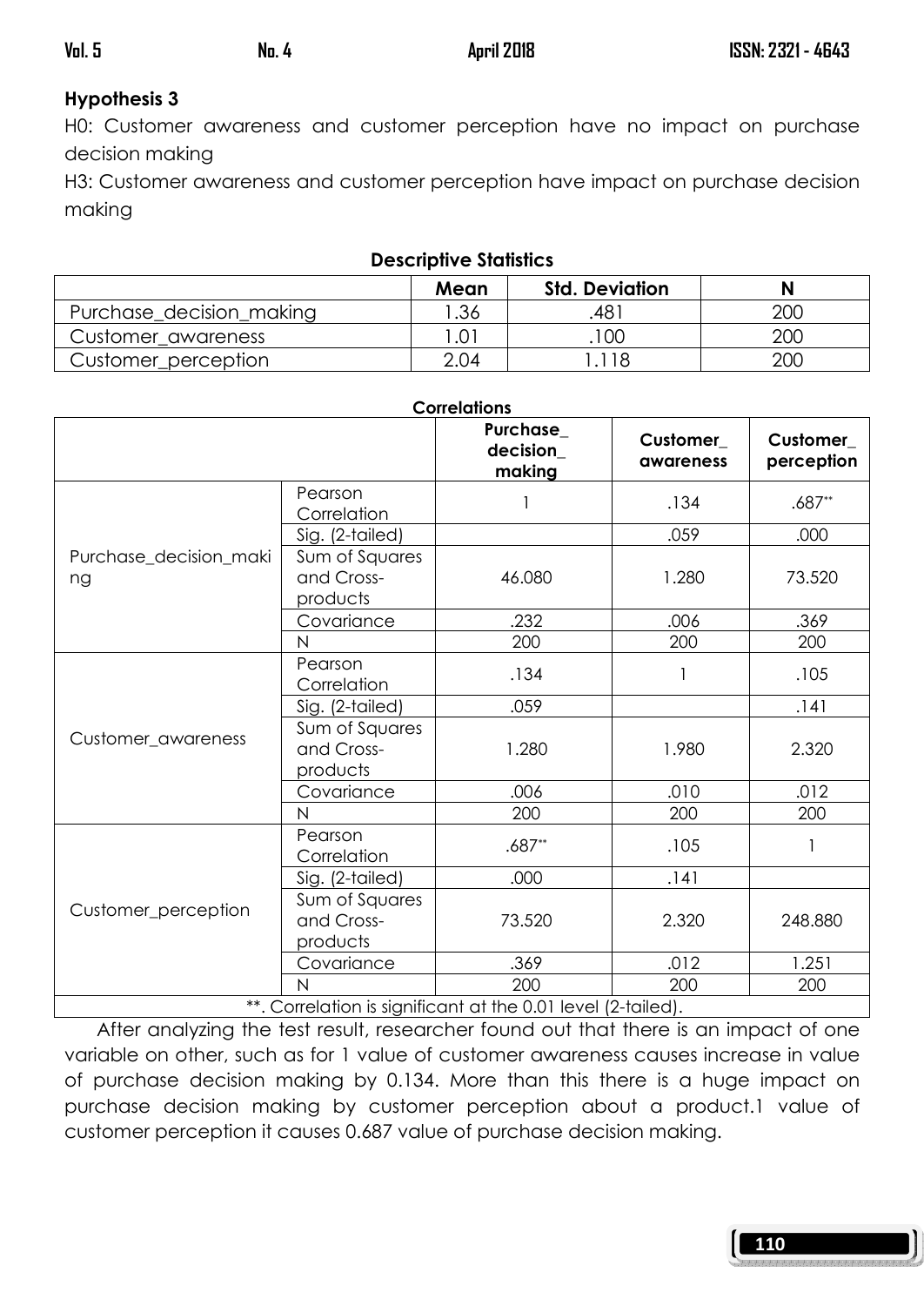**Hypothesis 3**

H0: Customer awareness and customer perception have no impact on purchase decision making

H3: Customer awareness and customer perception have impact on purchase decision making

**Descriptive Statistics**

| | Mean | Std. Deviation | N |
|---|---|---|---|
| Purchase_decision_making | 1.36 | .481 | 200 |
| Customer_awareness | 1.01 | .100 | 200 |
| Customer_perception | 2.04 | 1.118 | 200 |

**Correlations**

| | | Purchase_decision_making | Customer_awareness | Customer_perception |
|---|---|---|---|---|
| Purchase_decision_making | Pearson Correlation | 1 | .134 | .687** |
| | Sig. (2-tailed) | | .059 | .000 |
| | Sum of Squares and Cross-products | 46.080 | 1.280 | 73.520 |
| | Covariance | .232 | .006 | .369 |
| | N | 200 | 200 | 200 |
| Customer_awareness | Pearson Correlation | .134 | 1 | .105 |
| | Sig. (2-tailed) | .059 | | .141 |
| | Sum of Squares and Cross-products | 1.280 | 1.980 | 2.320 |
| | Covariance | .006 | .010 | .012 |
| | N | 200 | 200 | 200 |
| Customer_perception | Pearson Correlation | .687** | .105 | 1 |
| | Sig. (2-tailed) | .000 | .141 | |
| | Sum of Squares and Cross-products | 73.520 | 2.320 | 248.880 |
| | Covariance | .369 | .012 | 1.251 |
| | N | 200 | 200 | 200 |

**. Correlation is significant at the 0.01 level (2-tailed).

After analyzing the test result, researcher found out that there is an impact of one variable on other, such as for 1 value of customer awareness causes increase in value of purchase decision making by 0.134. More than this there is a huge impact on purchase decision making by customer perception about a product.1 value of customer perception it causes 0.687 value of purchase decision making.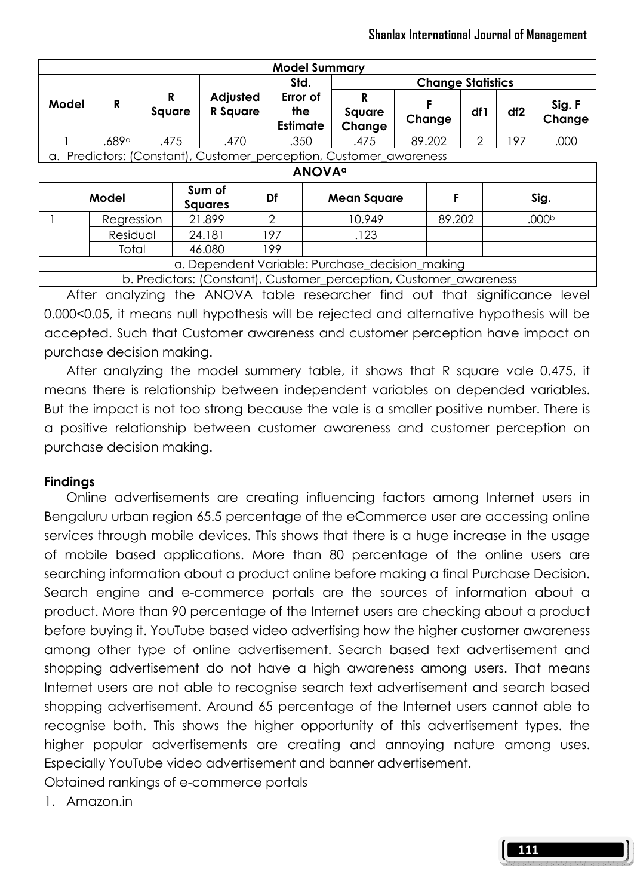| Model Summary | | | | | | | | | |
|---|---|---|---|---|---|---|---|---|---|
| Model | R | R Square | Adjusted R Square | Std. Error of the Estimate | Change Statistics | | | | |
| | | | | | R Square Change | F Change | df1 | df2 | Sig. F Change |
| 1 | .689[a] | .475 | .470 | .350 | .475 | 89.202 | 2 | 197 | .000 |

a. Predictors: (Constant), Customer_perception, Customer_awareness

| ANOVA[a] | | | | | | |
|---|---|---|---|---|---|---|
| Model | | Sum of Squares | Df | Mean Square | F | Sig. |
| 1 | Regression | 21.899 | 2 | 10.949 | 89.202 | .000[b] |
| | Residual | 24.181 | 197 | .123 | | |
| | Total | 46.080 | 199 | | | |

a. Dependent Variable: Purchase_decision_making

b. Predictors: (Constant), Customer_perception, Customer_awareness

After analyzing the ANOVA table researcher find out that significance level 0.000<0.05, it means null hypothesis will be rejected and alternative hypothesis will be accepted. Such that Customer awareness and customer perception have impact on purchase decision making.

After analyzing the model summery table, it shows that R square vale 0.475, it means there is relationship between independent variables on depended variables. But the impact is not too strong because the vale is a smaller positive number. There is a positive relationship between customer awareness and customer perception on purchase decision making.

**Findings**

Online advertisements are creating influencing factors among Internet users in Bengaluru urban region 65.5 percentage of the eCommerce user are accessing online services through mobile devices. This shows that there is a huge increase in the usage of mobile based applications. More than 80 percentage of the online users are searching information about a product online before making a final Purchase Decision. Search engine and e-commerce portals are the sources of information about a product. More than 90 percentage of the Internet users are checking about a product before buying it. YouTube based video advertising how the higher customer awareness among other type of online advertisement. Search based text advertisement and shopping advertisement do not have a high awareness among users. That means Internet users are not able to recognise search text advertisement and search based shopping advertisement. Around 65 percentage of the Internet users cannot able to recognise both. This shows the higher opportunity of this advertisement types. the higher popular advertisements are creating and annoying nature among uses. Especially YouTube video advertisement and banner advertisement.

Obtained rankings of e-commerce portals

1. Amazon.in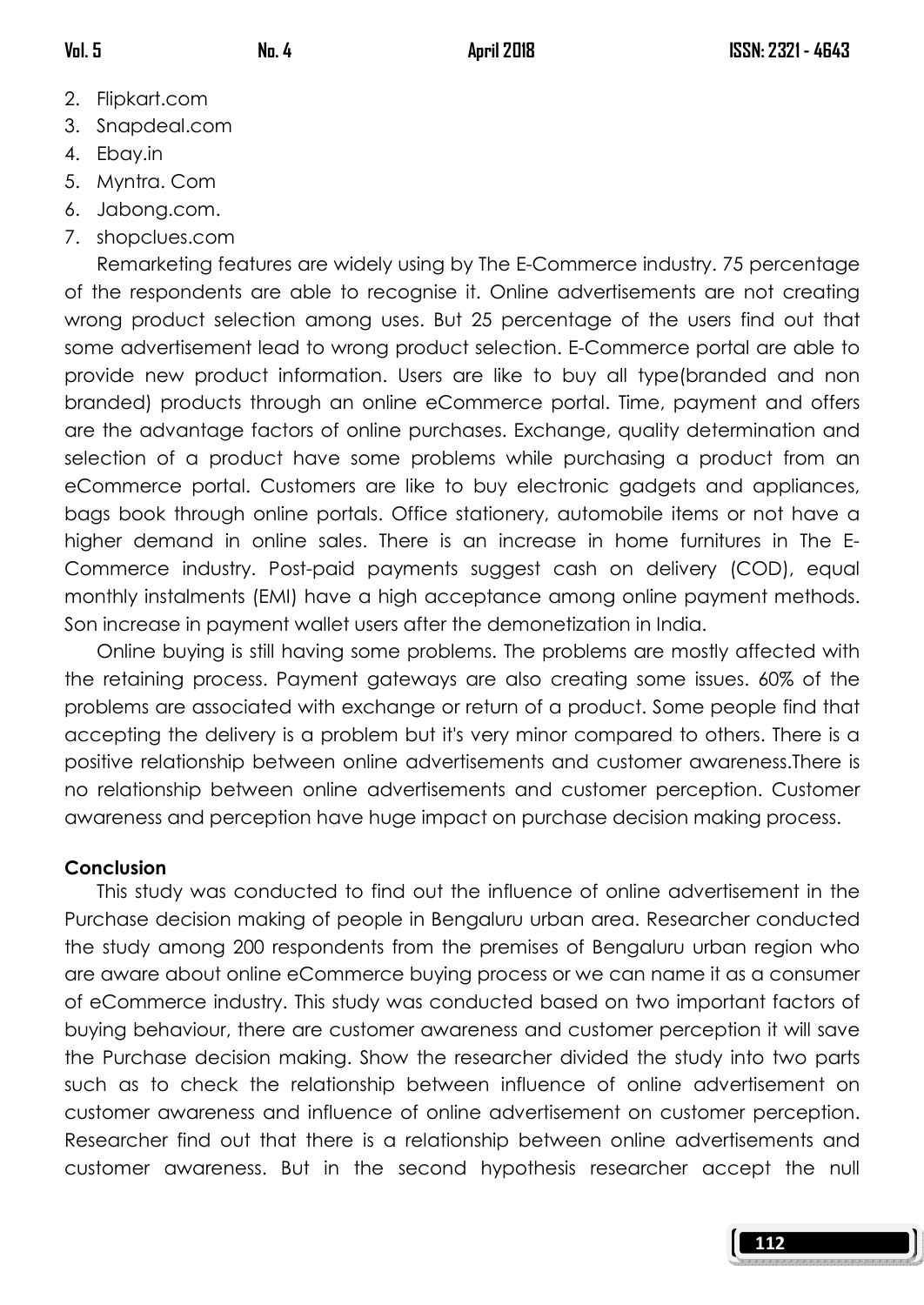2. Flipkart.com
3. Snapdeal.com
4. Ebay.in
5. Myntra. Com
6. Jabong.com.
7. shopclues.com

Remarketing features are widely using by The E-Commerce industry. 75 percentage of the respondents are able to recognise it. Online advertisements are not creating wrong product selection among uses. But 25 percentage of the users find out that some advertisement lead to wrong product selection. E-Commerce portal are able to provide new product information. Users are like to buy all type(branded and non branded) products through an online eCommerce portal. Time, payment and offers are the advantage factors of online purchases. Exchange, quality determination and selection of a product have some problems while purchasing a product from an eCommerce portal. Customers are like to buy electronic gadgets and appliances, bags book through online portals. Office stationery, automobile items or not have a higher demand in online sales. There is an increase in home furnitures in The E-Commerce industry. Post-paid payments suggest cash on delivery (COD), equal monthly instalments (EMI) have a high acceptance among online payment methods. Son increase in payment wallet users after the demonetization in India.

Online buying is still having some problems. The problems are mostly affected with the retaining process. Payment gateways are also creating some issues. 60% of the problems are associated with exchange or return of a product. Some people find that accepting the delivery is a problem but it's very minor compared to others. There is a positive relationship between online advertisements and customer awareness.There is no relationship between online advertisements and customer perception. Customer awareness and perception have huge impact on purchase decision making process.

**Conclusion**

This study was conducted to find out the influence of online advertisement in the Purchase decision making of people in Bengaluru urban area. Researcher conducted the study among 200 respondents from the premises of Bengaluru urban region who are aware about online eCommerce buying process or we can name it as a consumer of eCommerce industry. This study was conducted based on two important factors of buying behaviour, there are customer awareness and customer perception it will save the Purchase decision making. Show the researcher divided the study into two parts such as to check the relationship between influence of online advertisement on customer awareness and influence of online advertisement on customer perception. Researcher find out that there is a relationship between online advertisements and customer awareness. But in the second hypothesis researcher accept the null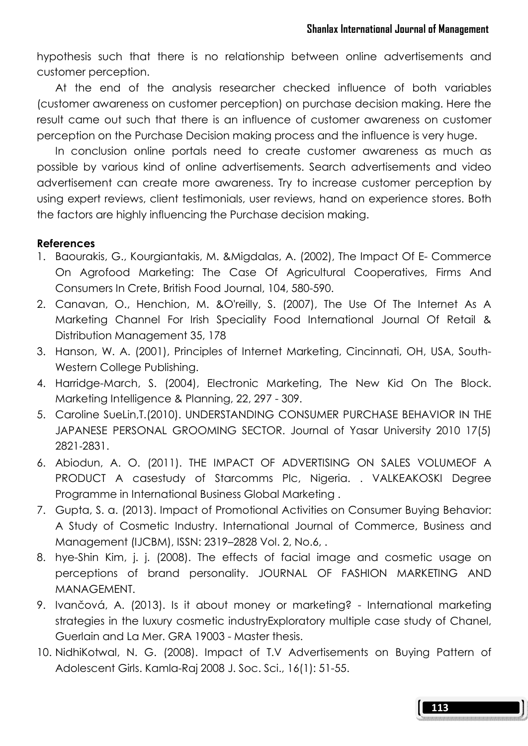hypothesis such that there is no relationship between online advertisements and customer perception.

At the end of the analysis researcher checked influence of both variables (customer awareness on customer perception) on purchase decision making. Here the result came out such that there is an influence of customer awareness on customer perception on the Purchase Decision making process and the influence is very huge.

In conclusion online portals need to create customer awareness as much as possible by various kind of online advertisements. Search advertisements and video advertisement can create more awareness. Try to increase customer perception by using expert reviews, client testimonials, user reviews, hand on experience stores. Both the factors are highly influencing the Purchase decision making.

**References**

1. Baourakis, G., Kourgiantakis, M. &Migdalas, A. (2002), The Impact Of E- Commerce On Agrofood Marketing: The Case Of Agricultural Cooperatives, Firms And Consumers In Crete, British Food Journal, 104, 580-590.
2. Canavan, O., Henchion, M. &O'reilly, S. (2007), The Use Of The Internet As A Marketing Channel For Irish Speciality Food International Journal Of Retail & Distribution Management 35, 178
3. Hanson, W. A. (2001), Principles of Internet Marketing, Cincinnati, OH, USA, South-Western College Publishing.
4. Harridge-March, S. (2004), Electronic Marketing, The New Kid On The Block. Marketing Intelligence & Planning, 22, 297 - 309.
5. Caroline SueLin,T.(2010). UNDERSTANDING CONSUMER PURCHASE BEHAVIOR IN THE JAPANESE PERSONAL GROOMING SECTOR. Journal of Yasar University 2010 17(5) 2821-2831.
6. Abiodun, A. O. (2011). THE IMPACT OF ADVERTISING ON SALES VOLUMEOF A PRODUCT A casestudy of Starcomms Plc, Nigeria. . VALKEAKOSKI Degree Programme in International Business Global Marketing .
7. Gupta, S. a. (2013). Impact of Promotional Activities on Consumer Buying Behavior: A Study of Cosmetic Industry. International Journal of Commerce, Business and Management (IJCBM), ISSN: 2319–2828 Vol. 2, No.6, .
8. hye-Shin Kim, j. j. (2008). The effects of facial image and cosmetic usage on perceptions of brand personality. JOURNAL OF FASHION MARKETING AND MANAGEMENT.
9. Ivančová, A. (2013). Is it about money or marketing? - International marketing strategies in the luxury cosmetic industryExploratory multiple case study of Chanel, Guerlain and La Mer. GRA 19003 - Master thesis.
10. NidhiKotwal, N. G. (2008). Impact of T.V Advertisements on Buying Pattern of Adolescent Girls. Kamla-Raj 2008 J. Soc. Sci., 16(1): 51-55.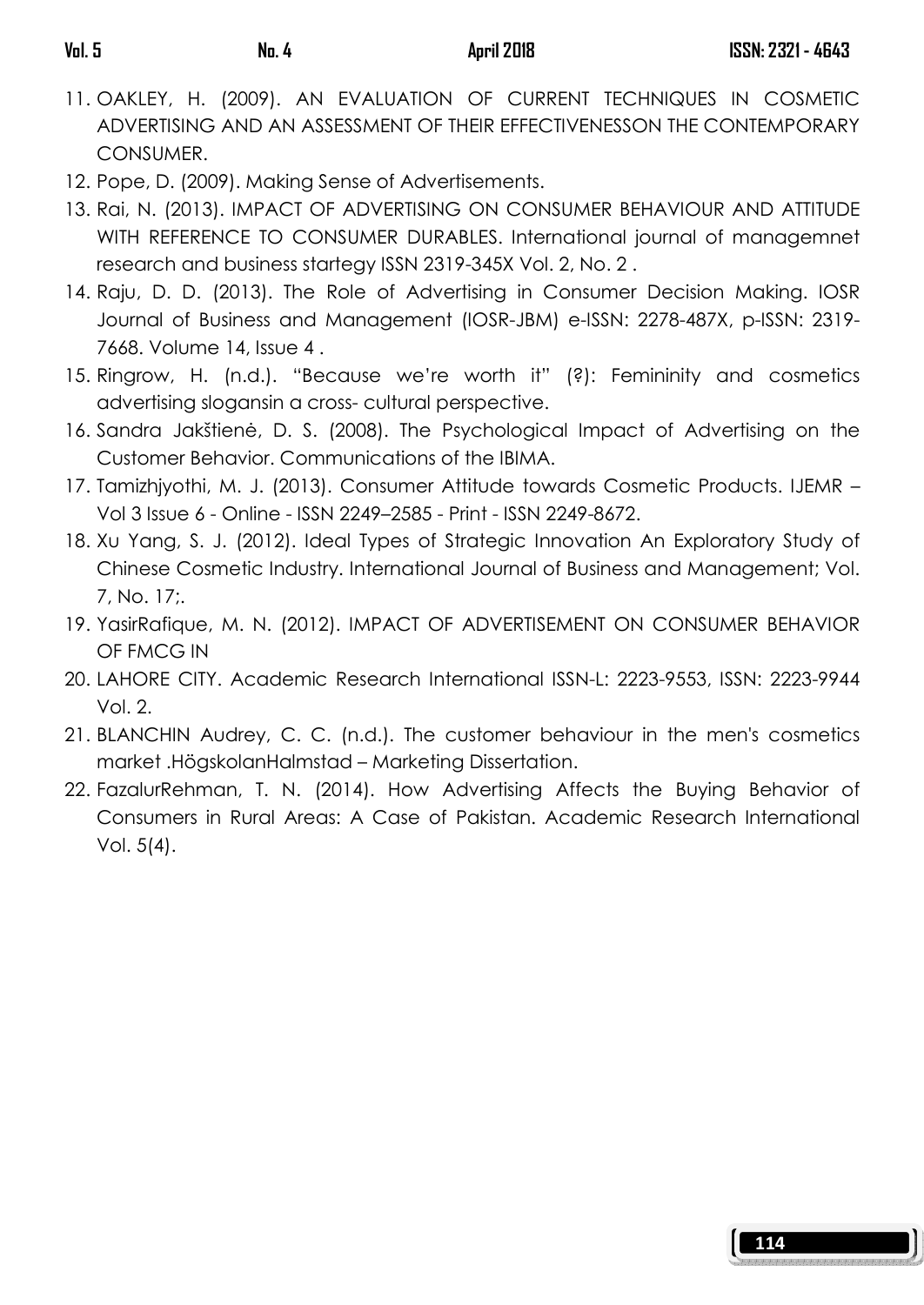11. OAKLEY, H. (2009). AN EVALUATION OF CURRENT TECHNIQUES IN COSMETIC ADVERTISING AND AN ASSESSMENT OF THEIR EFFECTIVENESSON THE CONTEMPORARY CONSUMER.
12. Pope, D. (2009). Making Sense of Advertisements.
13. Rai, N. (2013). IMPACT OF ADVERTISING ON CONSUMER BEHAVIOUR AND ATTITUDE WITH REFERENCE TO CONSUMER DURABLES. International journal of managemnet research and business startegy ISSN 2319-345X Vol. 2, No. 2 .
14. Raju, D. D. (2013). The Role of Advertising in Consumer Decision Making. IOSR Journal of Business and Management (IOSR-JBM) e-ISSN: 2278-487X, p-ISSN: 2319-7668. Volume 14, Issue 4 .
15. Ringrow, H. (n.d.). "Because we're worth it" (?): Femininity and cosmetics advertising slogansin a cross- cultural perspective.
16. Sandra Jakštienė, D. S. (2008). The Psychological Impact of Advertising on the Customer Behavior. Communications of the IBIMA.
17. Tamizhjyothi, M. J. (2013). Consumer Attitude towards Cosmetic Products. IJEMR – Vol 3 Issue 6 - Online - ISSN 2249–2585 - Print - ISSN 2249-8672.
18. Xu Yang, S. J. (2012). Ideal Types of Strategic Innovation An Exploratory Study of Chinese Cosmetic Industry. International Journal of Business and Management; Vol. 7, No. 17;.
19. YasirRafique, M. N. (2012). IMPACT OF ADVERTISEMENT ON CONSUMER BEHAVIOR OF FMCG IN
20. LAHORE CITY. Academic Research International ISSN-L: 2223-9553, ISSN: 2223-9944 Vol. 2.
21. BLANCHIN Audrey, C. C. (n.d.). The customer behaviour in the men's cosmetics market .HögskolanHalmstad – Marketing Dissertation.
22. FazalurRehman, T. N. (2014). How Advertising Affects the Buying Behavior of Consumers in Rural Areas: A Case of Pakistan. Academic Research International Vol. 5(4).